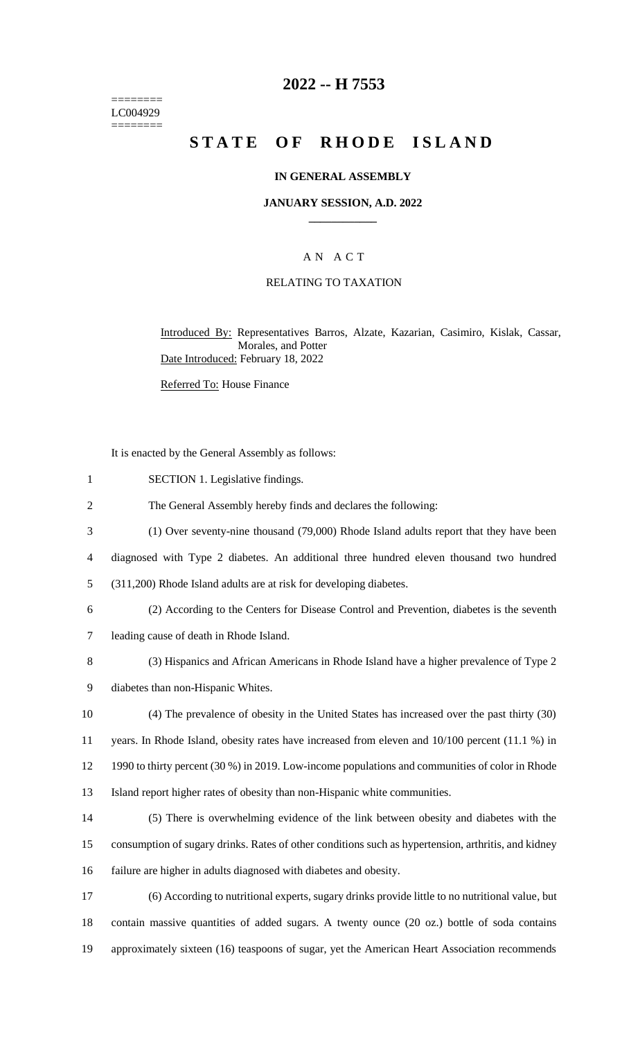# 2022 -- H 7553

========
LC004929
========

# STATE OF RHODE ISLAND

### IN GENERAL ASSEMBLY

### JANUARY SESSION, A.D. 2022

## A N A C T

### RELATING TO TAXATION

Introduced By: Representatives Barros, Alzate, Kazarian, Casimiro, Kislak, Cassar, Morales, and Potter

Date Introduced: February 18, 2022

Referred To: House Finance

It is enacted by the General Assembly as follows:

SECTION 1. Legislative findings.

The General Assembly hereby finds and declares the following:

(1) Over seventy-nine thousand (79,000) Rhode Island adults report that they have been diagnosed with Type 2 diabetes. An additional three hundred eleven thousand two hundred (311,200) Rhode Island adults are at risk for developing diabetes.

(2) According to the Centers for Disease Control and Prevention, diabetes is the seventh leading cause of death in Rhode Island.

(3) Hispanics and African Americans in Rhode Island have a higher prevalence of Type 2 diabetes than non-Hispanic Whites.

(4) The prevalence of obesity in the United States has increased over the past thirty (30) years. In Rhode Island, obesity rates have increased from eleven and 10/100 percent (11.1 %) in 1990 to thirty percent (30 %) in 2019. Low-income populations and communities of color in Rhode Island report higher rates of obesity than non-Hispanic white communities.

(5) There is overwhelming evidence of the link between obesity and diabetes with the consumption of sugary drinks. Rates of other conditions such as hypertension, arthritis, and kidney failure are higher in adults diagnosed with diabetes and obesity.

(6) According to nutritional experts, sugary drinks provide little to no nutritional value, but contain massive quantities of added sugars. A twenty ounce (20 oz.) bottle of soda contains approximately sixteen (16) teaspoons of sugar, yet the American Heart Association recommends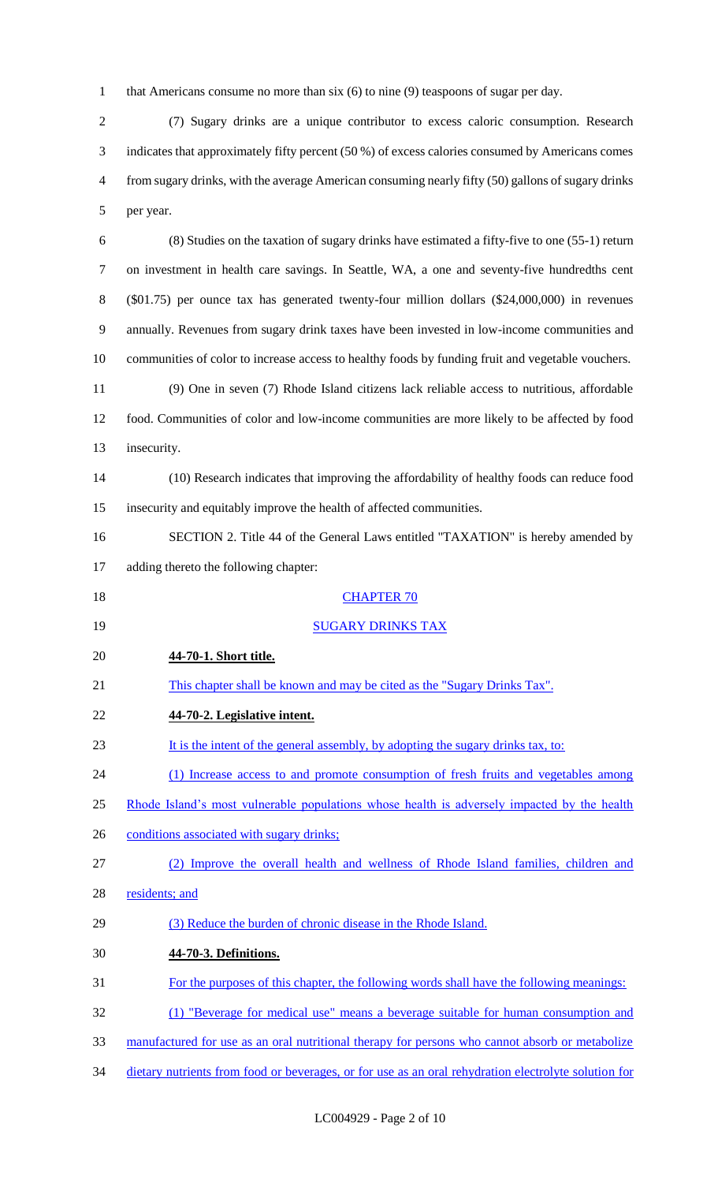that Americans consume no more than six (6) to nine (9) teaspoons of sugar per day.

(7) Sugary drinks are a unique contributor to excess caloric consumption. Research indicates that approximately fifty percent (50 %) of excess calories consumed by Americans comes from sugary drinks, with the average American consuming nearly fifty (50) gallons of sugary drinks per year.

(8) Studies on the taxation of sugary drinks have estimated a fifty-five to one (55-1) return on investment in health care savings. In Seattle, WA, a one and seventy-five hundredths cent ($01.75) per ounce tax has generated twenty-four million dollars ($24,000,000) in revenues annually. Revenues from sugary drink taxes have been invested in low-income communities and communities of color to increase access to healthy foods by funding fruit and vegetable vouchers.

(9) One in seven (7) Rhode Island citizens lack reliable access to nutritious, affordable food. Communities of color and low-income communities are more likely to be affected by food insecurity.

(10) Research indicates that improving the affordability of healthy foods can reduce food insecurity and equitably improve the health of affected communities.

SECTION 2. Title 44 of the General Laws entitled "TAXATION" is hereby amended by adding thereto the following chapter:

CHAPTER 70

SUGARY DRINKS TAX

**44-70-1. Short title.**

This chapter shall be known and may be cited as the "Sugary Drinks Tax".

**44-70-2. Legislative intent.**

It is the intent of the general assembly, by adopting the sugary drinks tax, to:

(1) Increase access to and promote consumption of fresh fruits and vegetables among Rhode Island's most vulnerable populations whose health is adversely impacted by the health conditions associated with sugary drinks;

(2) Improve the overall health and wellness of Rhode Island families, children and residents; and

(3) Reduce the burden of chronic disease in the Rhode Island.

**44-70-3. Definitions.**

For the purposes of this chapter, the following words shall have the following meanings:

(1) "Beverage for medical use" means a beverage suitable for human consumption and manufactured for use as an oral nutritional therapy for persons who cannot absorb or metabolize dietary nutrients from food or beverages, or for use as an oral rehydration electrolyte solution for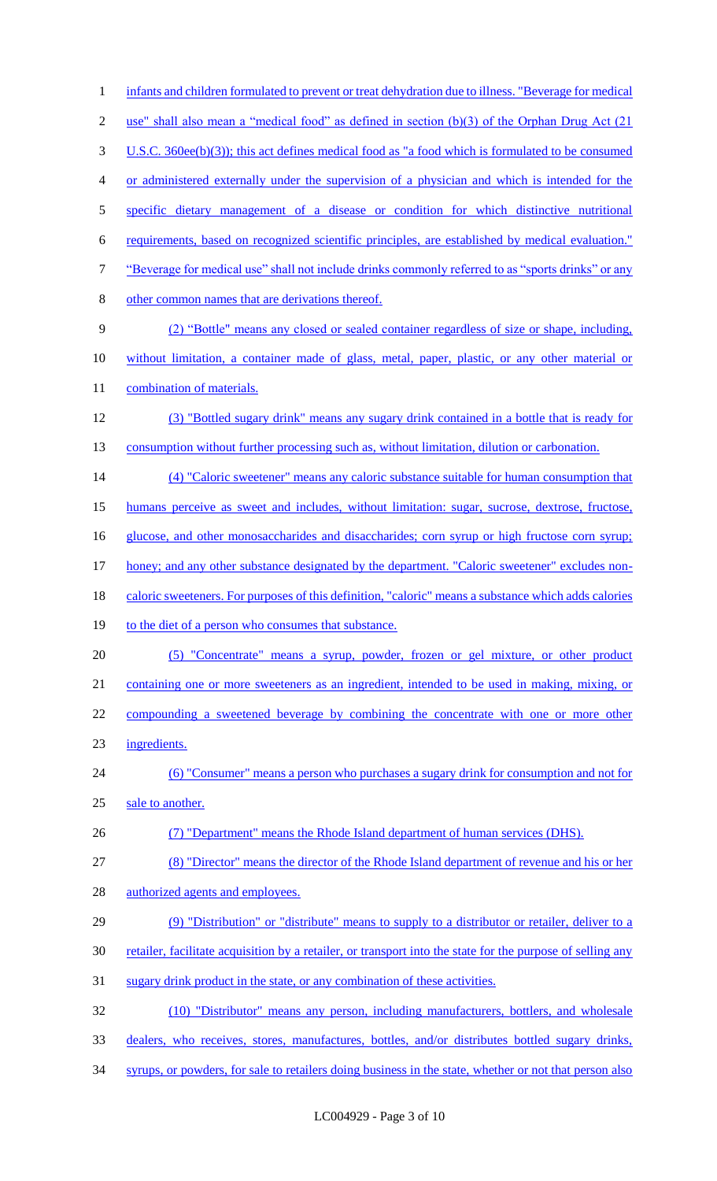infants and children formulated to prevent or treat dehydration due to illness. "Beverage for medical use" shall also mean a "medical food" as defined in section (b)(3) of the Orphan Drug Act (21 U.S.C. 360ee(b)(3)); this act defines medical food as "a food which is formulated to be consumed or administered externally under the supervision of a physician and which is intended for the specific dietary management of a disease or condition for which distinctive nutritional requirements, based on recognized scientific principles, are established by medical evaluation." "Beverage for medical use" shall not include drinks commonly referred to as "sports drinks" or any other common names that are derivations thereof.

(2) "Bottle" means any closed or sealed container regardless of size or shape, including, without limitation, a container made of glass, metal, paper, plastic, or any other material or combination of materials.

(3) "Bottled sugary drink" means any sugary drink contained in a bottle that is ready for consumption without further processing such as, without limitation, dilution or carbonation.

(4) "Caloric sweetener" means any caloric substance suitable for human consumption that humans perceive as sweet and includes, without limitation: sugar, sucrose, dextrose, fructose, glucose, and other monosaccharides and disaccharides; corn syrup or high fructose corn syrup; honey; and any other substance designated by the department. "Caloric sweetener" excludes non-caloric sweeteners. For purposes of this definition, "caloric" means a substance which adds calories to the diet of a person who consumes that substance.

(5) "Concentrate" means a syrup, powder, frozen or gel mixture, or other product containing one or more sweeteners as an ingredient, intended to be used in making, mixing, or compounding a sweetened beverage by combining the concentrate with one or more other ingredients.

(6) "Consumer" means a person who purchases a sugary drink for consumption and not for sale to another.

(7) "Department" means the Rhode Island department of human services (DHS).

(8) "Director" means the director of the Rhode Island department of revenue and his or her authorized agents and employees.

(9) "Distribution" or "distribute" means to supply to a distributor or retailer, deliver to a retailer, facilitate acquisition by a retailer, or transport into the state for the purpose of selling any sugary drink product in the state, or any combination of these activities.

(10) "Distributor" means any person, including manufacturers, bottlers, and wholesale dealers, who receives, stores, manufactures, bottles, and/or distributes bottled sugary drinks, syrups, or powders, for sale to retailers doing business in the state, whether or not that person also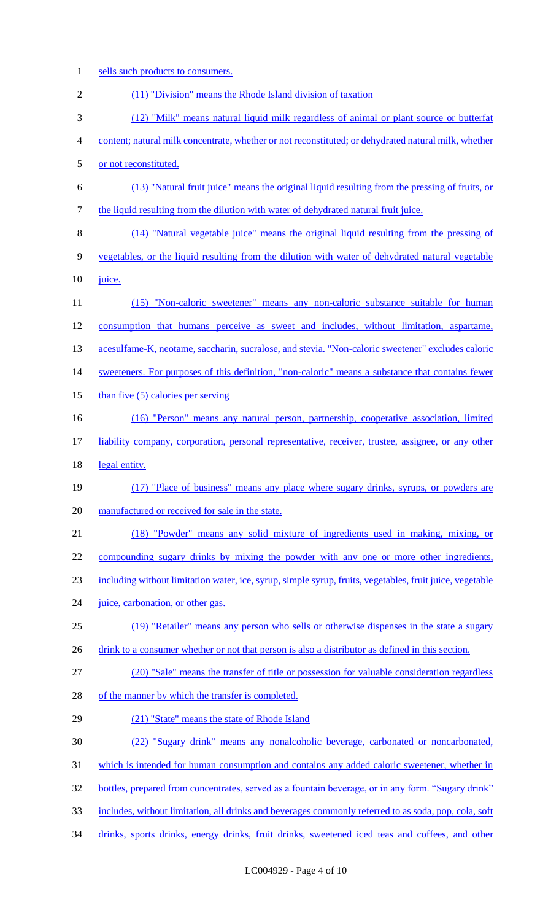sells such products to consumers.

(11) "Division" means the Rhode Island division of taxation

(12) "Milk" means natural liquid milk regardless of animal or plant source or butterfat content; natural milk concentrate, whether or not reconstituted; or dehydrated natural milk, whether or not reconstituted.

(13) "Natural fruit juice" means the original liquid resulting from the pressing of fruits, or the liquid resulting from the dilution with water of dehydrated natural fruit juice.

(14) "Natural vegetable juice" means the original liquid resulting from the pressing of vegetables, or the liquid resulting from the dilution with water of dehydrated natural vegetable juice.

(15) "Non-caloric sweetener" means any non-caloric substance suitable for human consumption that humans perceive as sweet and includes, without limitation, aspartame, acesulfame-K, neotame, saccharin, sucralose, and stevia. "Non-caloric sweetener" excludes caloric sweeteners. For purposes of this definition, "non-caloric" means a substance that contains fewer than five (5) calories per serving

(16) "Person" means any natural person, partnership, cooperative association, limited liability company, corporation, personal representative, receiver, trustee, assignee, or any other legal entity.

(17) "Place of business" means any place where sugary drinks, syrups, or powders are manufactured or received for sale in the state.

(18) "Powder" means any solid mixture of ingredients used in making, mixing, or compounding sugary drinks by mixing the powder with any one or more other ingredients, including without limitation water, ice, syrup, simple syrup, fruits, vegetables, fruit juice, vegetable juice, carbonation, or other gas.

(19) "Retailer" means any person who sells or otherwise dispenses in the state a sugary drink to a consumer whether or not that person is also a distributor as defined in this section.

(20) "Sale" means the transfer of title or possession for valuable consideration regardless of the manner by which the transfer is completed.

(21) "State" means the state of Rhode Island

(22) "Sugary drink" means any nonalcoholic beverage, carbonated or noncarbonated, which is intended for human consumption and contains any added caloric sweetener, whether in bottles, prepared from concentrates, served as a fountain beverage, or in any form. "Sugary drink" includes, without limitation, all drinks and beverages commonly referred to as soda, pop, cola, soft drinks, sports drinks, energy drinks, fruit drinks, sweetened iced teas and coffees, and other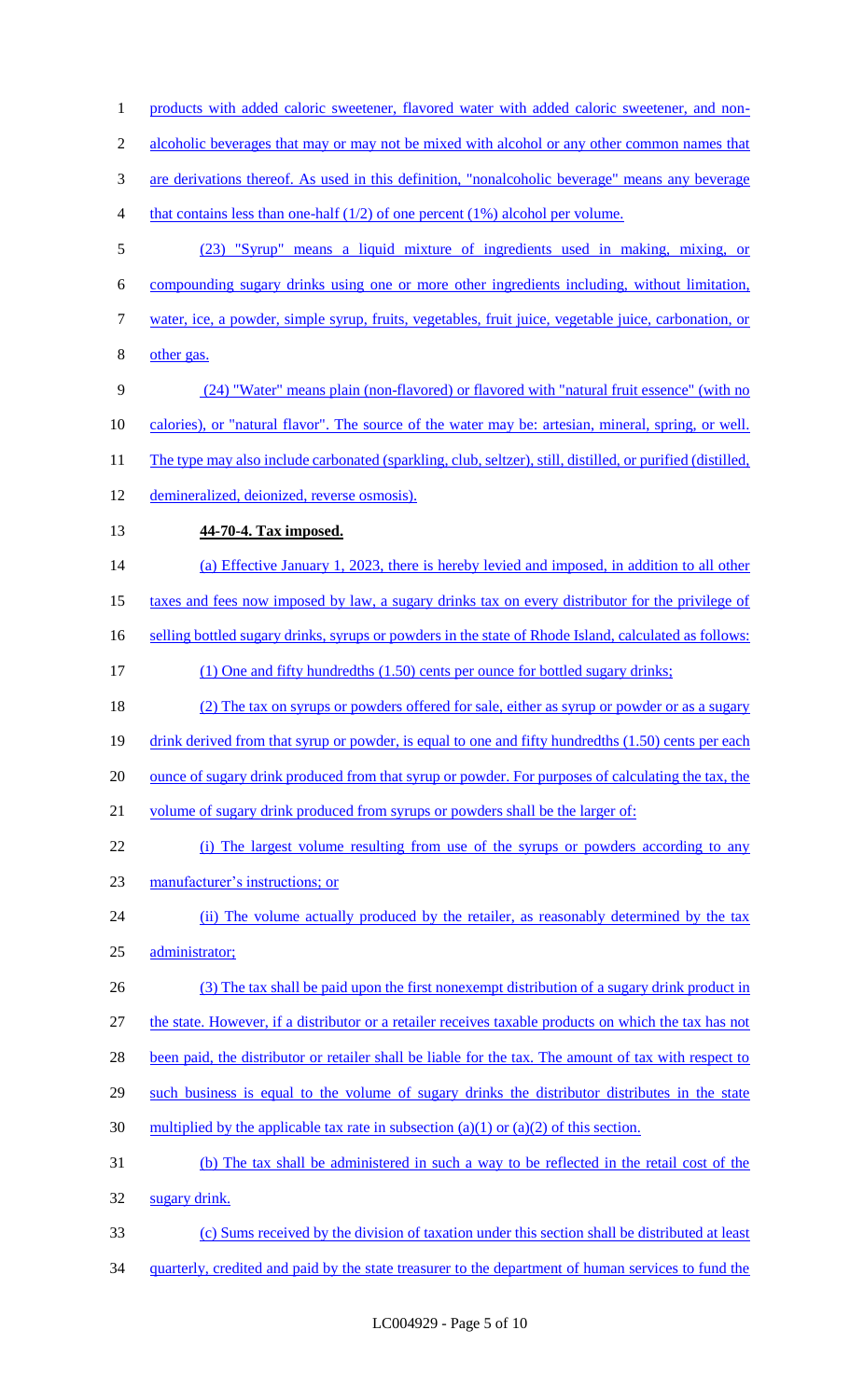products with added caloric sweetener, flavored water with added caloric sweetener, and non-alcoholic beverages that may or may not be mixed with alcohol or any other common names that are derivations thereof. As used in this definition, "nonalcoholic beverage" means any beverage that contains less than one-half (1/2) of one percent (1%) alcohol per volume.

(23) "Syrup" means a liquid mixture of ingredients used in making, mixing, or compounding sugary drinks using one or more other ingredients including, without limitation, water, ice, a powder, simple syrup, fruits, vegetables, fruit juice, vegetable juice, carbonation, or other gas.

(24) "Water" means plain (non-flavored) or flavored with "natural fruit essence" (with no calories), or "natural flavor". The source of the water may be: artesian, mineral, spring, or well. The type may also include carbonated (sparkling, club, seltzer), still, distilled, or purified (distilled, demineralized, deionized, reverse osmosis).

**44-70-4. Tax imposed.**

(a) Effective January 1, 2023, there is hereby levied and imposed, in addition to all other taxes and fees now imposed by law, a sugary drinks tax on every distributor for the privilege of selling bottled sugary drinks, syrups or powders in the state of Rhode Island, calculated as follows:

(1) One and fifty hundredths (1.50) cents per ounce for bottled sugary drinks;

(2) The tax on syrups or powders offered for sale, either as syrup or powder or as a sugary drink derived from that syrup or powder, is equal to one and fifty hundredths (1.50) cents per each ounce of sugary drink produced from that syrup or powder. For purposes of calculating the tax, the volume of sugary drink produced from syrups or powders shall be the larger of:

(i) The largest volume resulting from use of the syrups or powders according to any manufacturer's instructions; or

(ii) The volume actually produced by the retailer, as reasonably determined by the tax administrator;

(3) The tax shall be paid upon the first nonexempt distribution of a sugary drink product in the state. However, if a distributor or a retailer receives taxable products on which the tax has not been paid, the distributor or retailer shall be liable for the tax. The amount of tax with respect to such business is equal to the volume of sugary drinks the distributor distributes in the state multiplied by the applicable tax rate in subsection (a)(1) or (a)(2) of this section.

(b) The tax shall be administered in such a way to be reflected in the retail cost of the sugary drink.

(c) Sums received by the division of taxation under this section shall be distributed at least quarterly, credited and paid by the state treasurer to the department of human services to fund the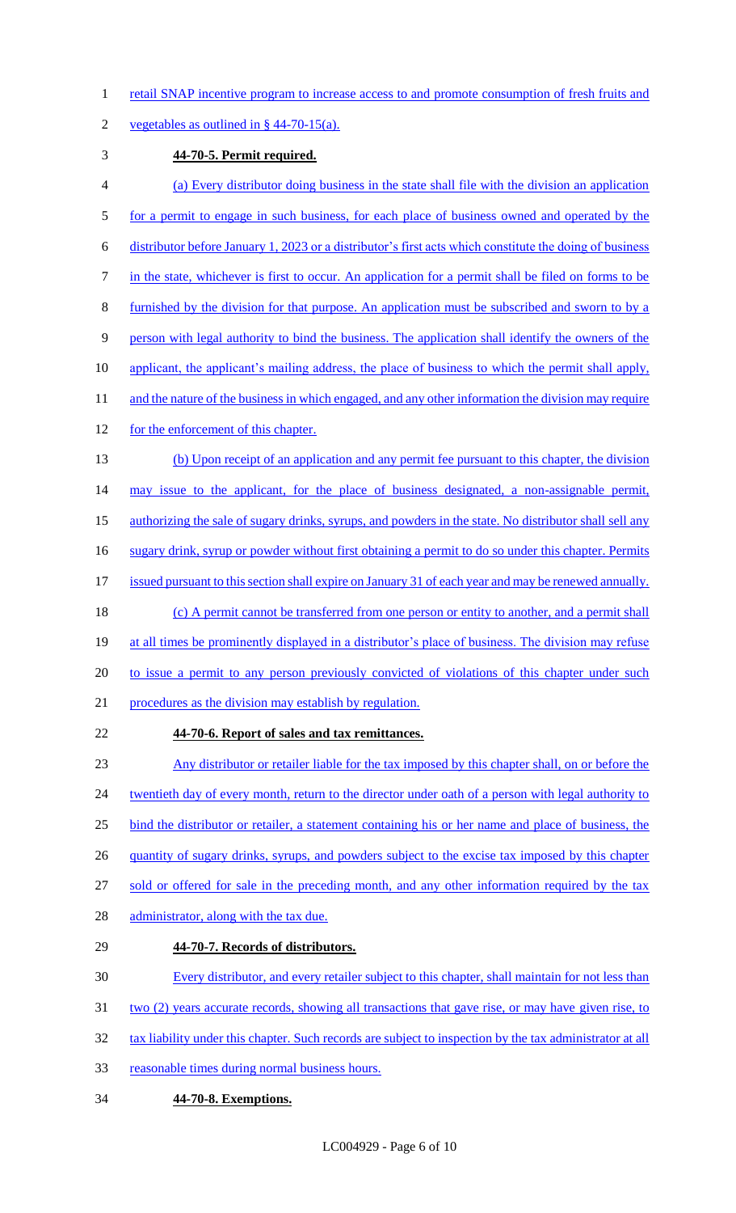retail SNAP incentive program to increase access to and promote consumption of fresh fruits and vegetables as outlined in § 44-70-15(a).

**44-70-5. Permit required.**

(a) Every distributor doing business in the state shall file with the division an application for a permit to engage in such business, for each place of business owned and operated by the distributor before January 1, 2023 or a distributor's first acts which constitute the doing of business in the state, whichever is first to occur. An application for a permit shall be filed on forms to be furnished by the division for that purpose. An application must be subscribed and sworn to by a person with legal authority to bind the business. The application shall identify the owners of the applicant, the applicant's mailing address, the place of business to which the permit shall apply, and the nature of the business in which engaged, and any other information the division may require for the enforcement of this chapter.

(b) Upon receipt of an application and any permit fee pursuant to this chapter, the division may issue to the applicant, for the place of business designated, a non-assignable permit, authorizing the sale of sugary drinks, syrups, and powders in the state. No distributor shall sell any sugary drink, syrup or powder without first obtaining a permit to do so under this chapter. Permits issued pursuant to this section shall expire on January 31 of each year and may be renewed annually.

(c) A permit cannot be transferred from one person or entity to another, and a permit shall at all times be prominently displayed in a distributor's place of business. The division may refuse to issue a permit to any person previously convicted of violations of this chapter under such procedures as the division may establish by regulation.

**44-70-6. Report of sales and tax remittances.**

Any distributor or retailer liable for the tax imposed by this chapter shall, on or before the twentieth day of every month, return to the director under oath of a person with legal authority to bind the distributor or retailer, a statement containing his or her name and place of business, the quantity of sugary drinks, syrups, and powders subject to the excise tax imposed by this chapter sold or offered for sale in the preceding month, and any other information required by the tax administrator, along with the tax due.

**44-70-7. Records of distributors.**

Every distributor, and every retailer subject to this chapter, shall maintain for not less than two (2) years accurate records, showing all transactions that gave rise, or may have given rise, to tax liability under this chapter. Such records are subject to inspection by the tax administrator at all reasonable times during normal business hours.

**44-70-8. Exemptions.**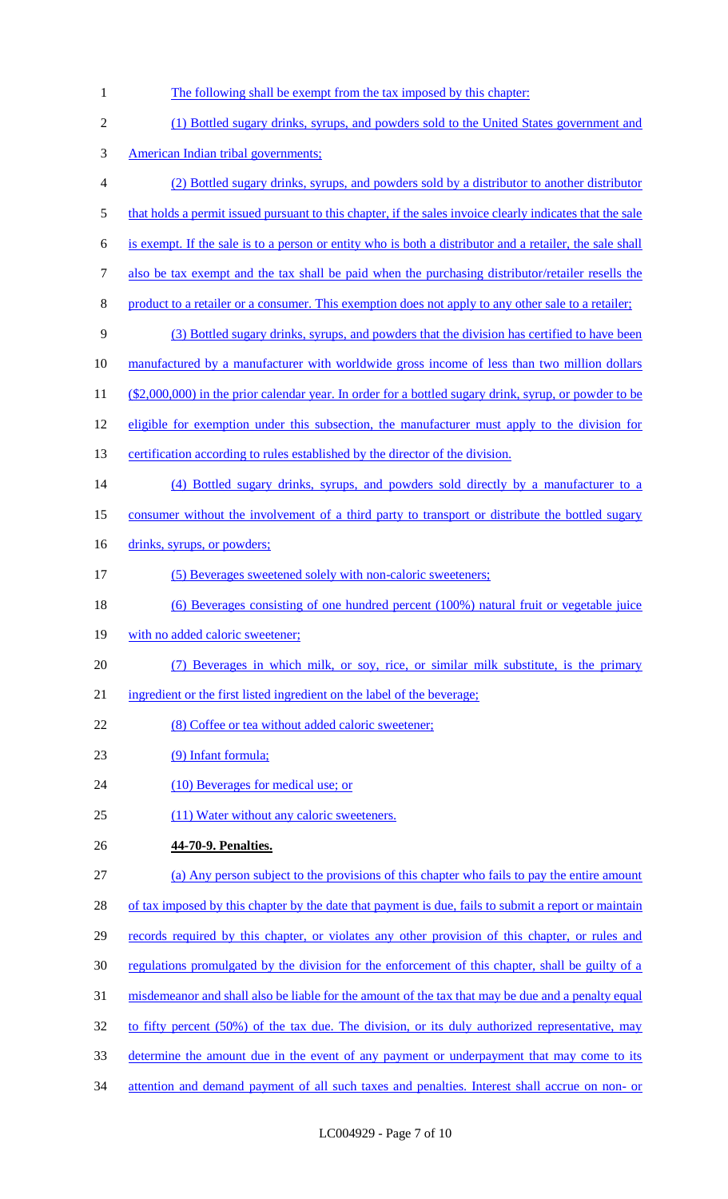The following shall be exempt from the tax imposed by this chapter:

(1) Bottled sugary drinks, syrups, and powders sold to the United States government and American Indian tribal governments;

(2) Bottled sugary drinks, syrups, and powders sold by a distributor to another distributor that holds a permit issued pursuant to this chapter, if the sales invoice clearly indicates that the sale is exempt. If the sale is to a person or entity who is both a distributor and a retailer, the sale shall also be tax exempt and the tax shall be paid when the purchasing distributor/retailer resells the product to a retailer or a consumer. This exemption does not apply to any other sale to a retailer;

(3) Bottled sugary drinks, syrups, and powders that the division has certified to have been manufactured by a manufacturer with worldwide gross income of less than two million dollars ($2,000,000) in the prior calendar year. In order for a bottled sugary drink, syrup, or powder to be eligible for exemption under this subsection, the manufacturer must apply to the division for certification according to rules established by the director of the division.

(4) Bottled sugary drinks, syrups, and powders sold directly by a manufacturer to a consumer without the involvement of a third party to transport or distribute the bottled sugary drinks, syrups, or powders;

(5) Beverages sweetened solely with non-caloric sweeteners;

(6) Beverages consisting of one hundred percent (100%) natural fruit or vegetable juice with no added caloric sweetener;

(7) Beverages in which milk, or soy, rice, or similar milk substitute, is the primary ingredient or the first listed ingredient on the label of the beverage;

(8) Coffee or tea without added caloric sweetener;

(9) Infant formula;

(10) Beverages for medical use; or

(11) Water without any caloric sweeteners.

**44-70-9. Penalties.**

(a) Any person subject to the provisions of this chapter who fails to pay the entire amount of tax imposed by this chapter by the date that payment is due, fails to submit a report or maintain records required by this chapter, or violates any other provision of this chapter, or rules and regulations promulgated by the division for the enforcement of this chapter, shall be guilty of a misdemeanor and shall also be liable for the amount of the tax that may be due and a penalty equal to fifty percent (50%) of the tax due. The division, or its duly authorized representative, may determine the amount due in the event of any payment or underpayment that may come to its attention and demand payment of all such taxes and penalties. Interest shall accrue on non- or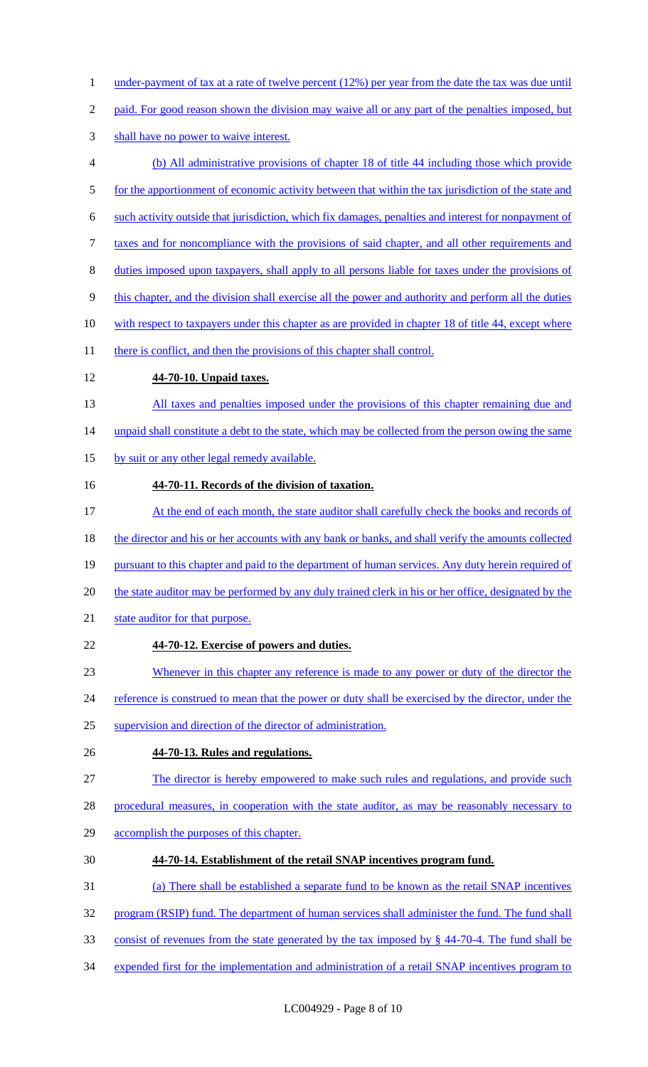under-payment of tax at a rate of twelve percent (12%) per year from the date the tax was due until paid. For good reason shown the division may waive all or any part of the penalties imposed, but shall have no power to waive interest.

(b) All administrative provisions of chapter 18 of title 44 including those which provide for the apportionment of economic activity between that within the tax jurisdiction of the state and such activity outside that jurisdiction, which fix damages, penalties and interest for nonpayment of taxes and for noncompliance with the provisions of said chapter, and all other requirements and duties imposed upon taxpayers, shall apply to all persons liable for taxes under the provisions of this chapter, and the division shall exercise all the power and authority and perform all the duties with respect to taxpayers under this chapter as are provided in chapter 18 of title 44, except where there is conflict, and then the provisions of this chapter shall control.

**44-70-10. Unpaid taxes.**

All taxes and penalties imposed under the provisions of this chapter remaining due and unpaid shall constitute a debt to the state, which may be collected from the person owing the same by suit or any other legal remedy available.

**44-70-11. Records of the division of taxation.**

At the end of each month, the state auditor shall carefully check the books and records of the director and his or her accounts with any bank or banks, and shall verify the amounts collected pursuant to this chapter and paid to the department of human services. Any duty herein required of the state auditor may be performed by any duly trained clerk in his or her office, designated by the state auditor for that purpose.

**44-70-12. Exercise of powers and duties.**

Whenever in this chapter any reference is made to any power or duty of the director the reference is construed to mean that the power or duty shall be exercised by the director, under the supervision and direction of the director of administration.

**44-70-13. Rules and regulations.**

The director is hereby empowered to make such rules and regulations, and provide such procedural measures, in cooperation with the state auditor, as may be reasonably necessary to accomplish the purposes of this chapter.

**44-70-14. Establishment of the retail SNAP incentives program fund.**

(a) There shall be established a separate fund to be known as the retail SNAP incentives program (RSIP) fund. The department of human services shall administer the fund. The fund shall consist of revenues from the state generated by the tax imposed by § 44-70-4. The fund shall be expended first for the implementation and administration of a retail SNAP incentives program to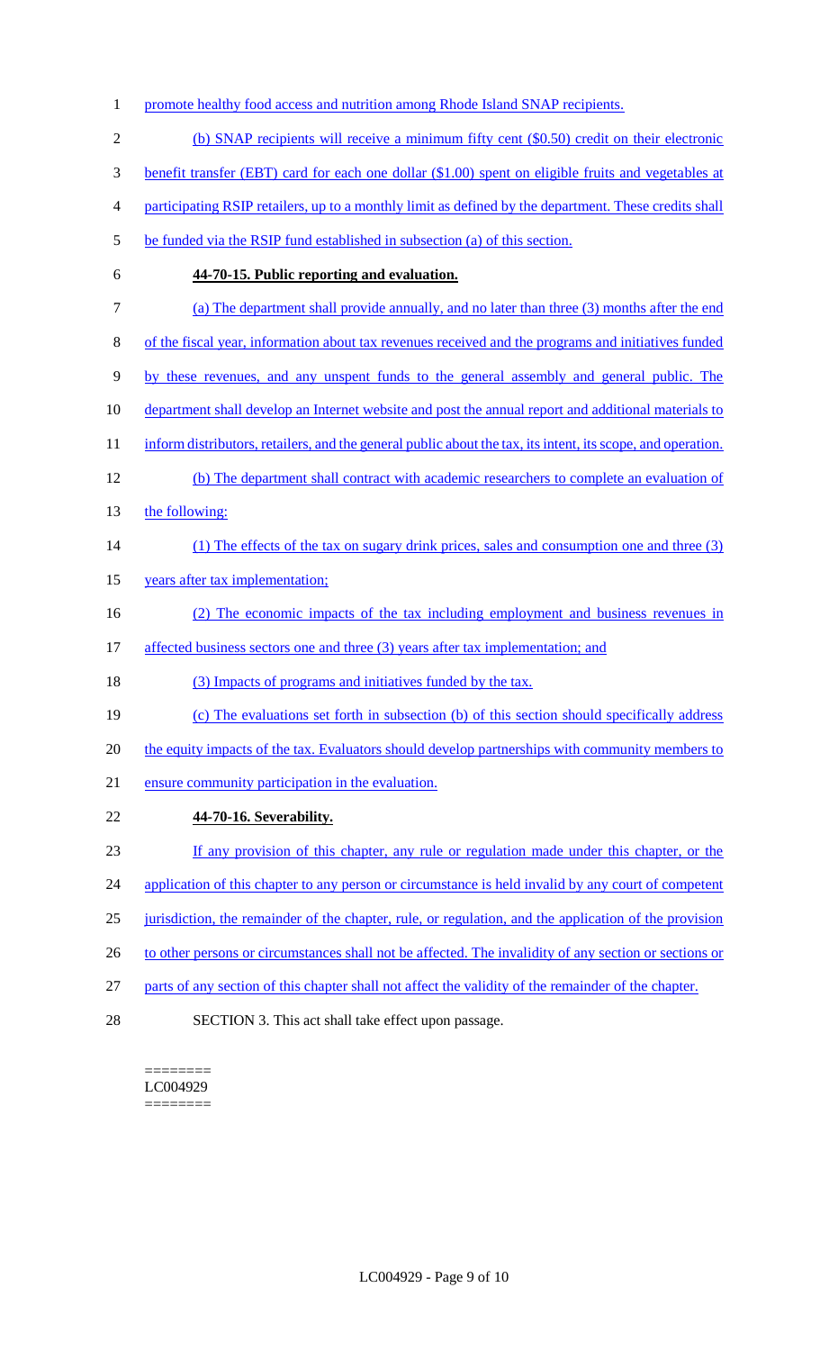promote healthy food access and nutrition among Rhode Island SNAP recipients.

(b) SNAP recipients will receive a minimum fifty cent ($0.50) credit on their electronic benefit transfer (EBT) card for each one dollar ($1.00) spent on eligible fruits and vegetables at participating RSIP retailers, up to a monthly limit as defined by the department. These credits shall be funded via the RSIP fund established in subsection (a) of this section.

**44-70-15. Public reporting and evaluation.**

(a) The department shall provide annually, and no later than three (3) months after the end of the fiscal year, information about tax revenues received and the programs and initiatives funded by these revenues, and any unspent funds to the general assembly and general public. The department shall develop an Internet website and post the annual report and additional materials to inform distributors, retailers, and the general public about the tax, its intent, its scope, and operation.

(b) The department shall contract with academic researchers to complete an evaluation of the following:

(1) The effects of the tax on sugary drink prices, sales and consumption one and three (3) years after tax implementation;

(2) The economic impacts of the tax including employment and business revenues in affected business sectors one and three (3) years after tax implementation; and

(3) Impacts of programs and initiatives funded by the tax.

(c) The evaluations set forth in subsection (b) of this section should specifically address the equity impacts of the tax. Evaluators should develop partnerships with community members to ensure community participation in the evaluation.

**44-70-16. Severability.**

If any provision of this chapter, any rule or regulation made under this chapter, or the application of this chapter to any person or circumstance is held invalid by any court of competent jurisdiction, the remainder of the chapter, rule, or regulation, and the application of the provision to other persons or circumstances shall not be affected. The invalidity of any section or sections or parts of any section of this chapter shall not affect the validity of the remainder of the chapter.

SECTION 3. This act shall take effect upon passage.

========
LC004929
========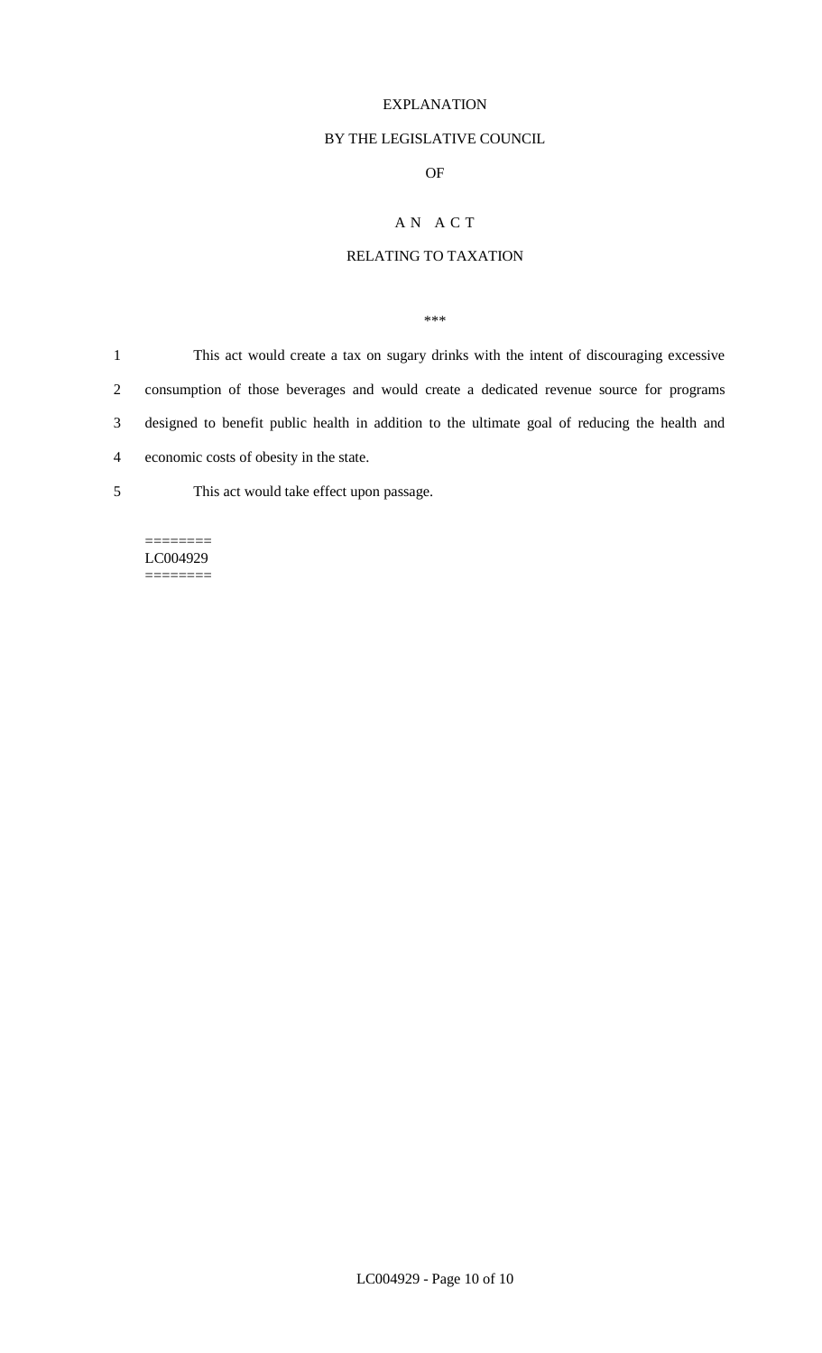EXPLANATION

BY THE LEGISLATIVE COUNCIL

OF

A N A C T

RELATING TO TAXATION

\*\*\*

This act would create a tax on sugary drinks with the intent of discouraging excessive consumption of those beverages and would create a dedicated revenue source for programs designed to benefit public health in addition to the ultimate goal of reducing the health and economic costs of obesity in the state.

This act would take effect upon passage.

========
LC004929
========